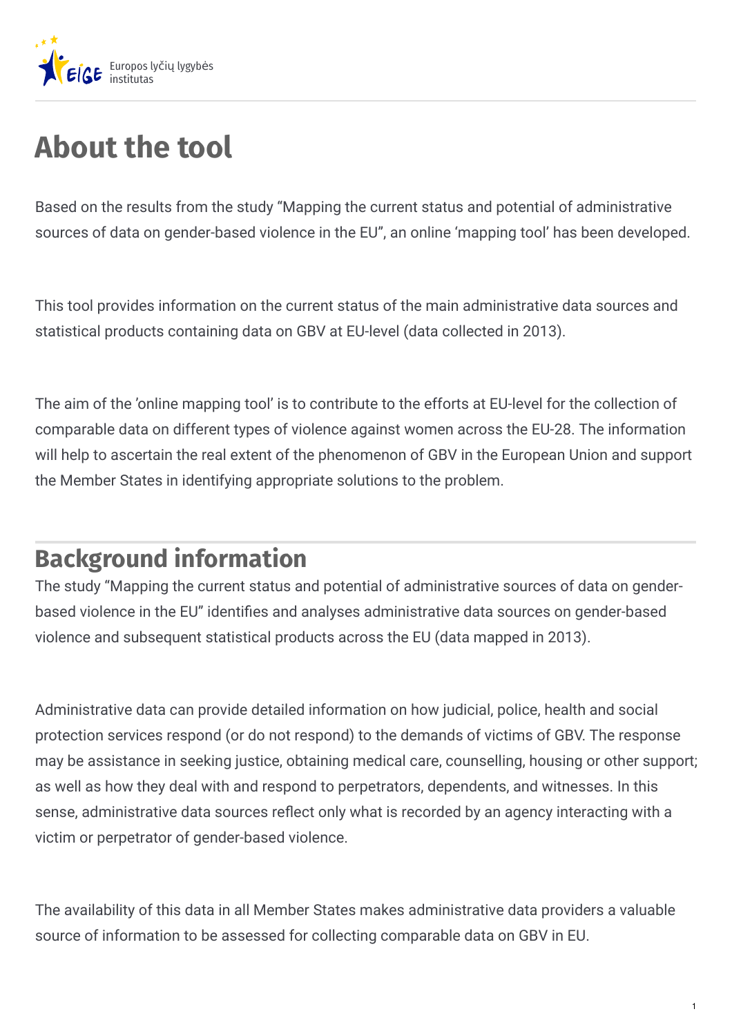# About the tool

Based on the results from the study “Mapping the current status and potential of administrative sources of data on gender-based violence in the EU”, an online ‘mapping tool’ has been developed.

This tool provides information on the current status of the main administrative data sources and statistical products containing data on GBV at EU-level (data collected in 2013).

The aim of the ’online mapping tool’ is to contribute to the efforts at EU-level for the collection of comparable data on different types of violence against women across the EU-28. The information will help to ascertain the real extent of the phenomenon of GBV in the European Union and support the Member States in identifying appropriate solutions to the problem.

## Background information

The study “Mapping the current status and potential of administrative sources of data on gender-based violence in the EU” identifies and analyses administrative data sources on gender-based violence and subsequent statistical products across the EU (data mapped in 2013).

Administrative data can provide detailed information on how judicial, police, health and social protection services respond (or do not respond) to the demands of victims of GBV. The response may be assistance in seeking justice, obtaining medical care, counselling, housing or other support; as well as how they deal with and respond to perpetrators, dependents, and witnesses. In this sense, administrative data sources reflect only what is recorded by an agency interacting with a victim or perpetrator of gender-based violence.

The availability of this data in all Member States makes administrative data providers a valuable source of information to be assessed for collecting comparable data on GBV in EU.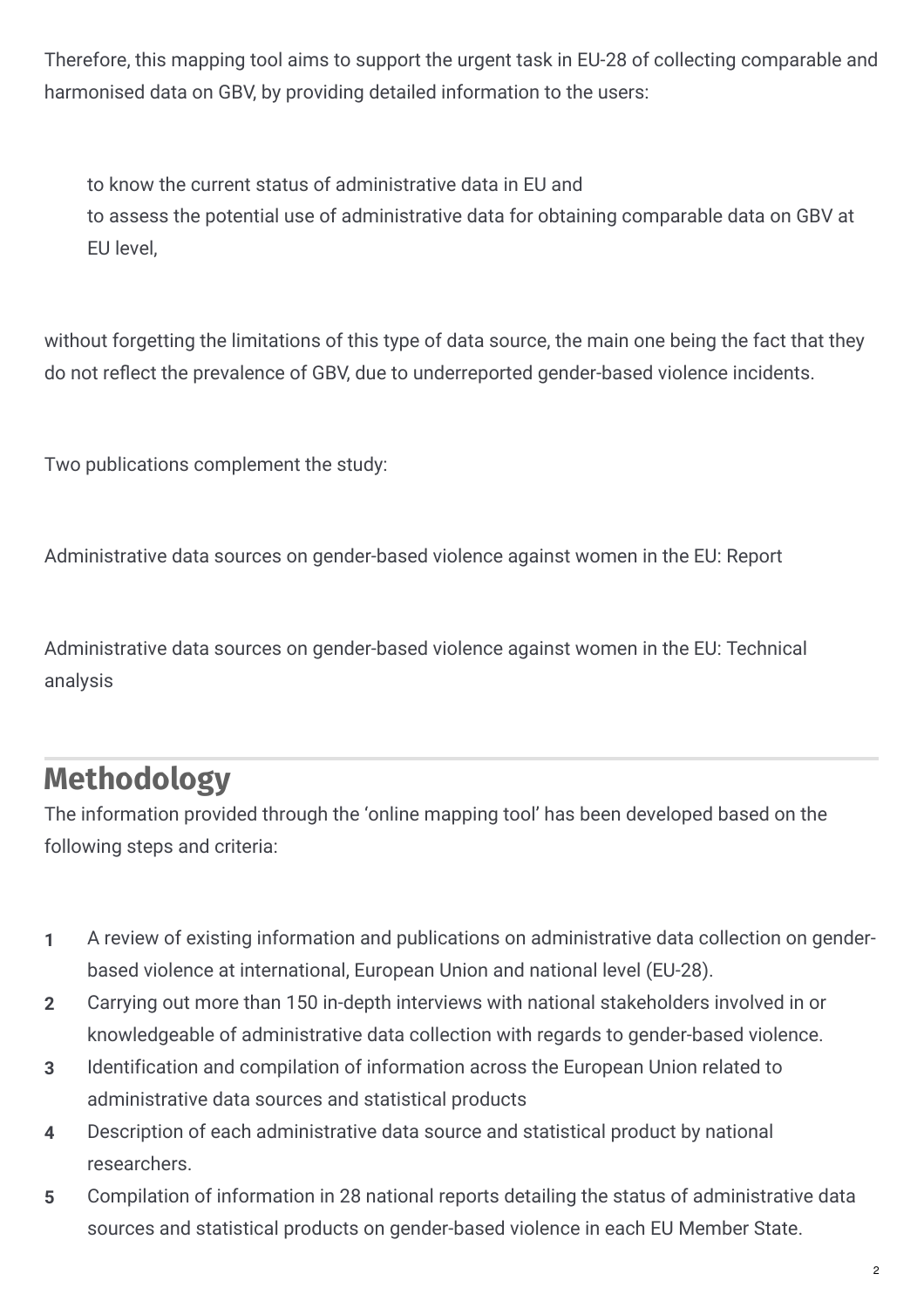Therefore, this mapping tool aims to support the urgent task in EU-28 of collecting comparable and harmonised data on GBV, by providing detailed information to the users:

- to know the current status of administrative data in EU and
- to assess the potential use of administrative data for obtaining comparable data on GBV at EU level,

without forgetting the limitations of this type of data source, the main one being the fact that they do not reflect the prevalence of GBV, due to underreported gender-based violence incidents.

Two publications complement the study:

Administrative data sources on gender-based violence against women in the EU: Report

Administrative data sources on gender-based violence against women in the EU: Technical analysis

## Methodology

The information provided through the 'online mapping tool' has been developed based on the following steps and criteria:

1. A review of existing information and publications on administrative data collection on gender-based violence at international, European Union and national level (EU-28).
2. Carrying out more than 150 in-depth interviews with national stakeholders involved in or knowledgeable of administrative data collection with regards to gender-based violence.
3. Identification and compilation of information across the European Union related to administrative data sources and statistical products
4. Description of each administrative data source and statistical product by national researchers.
5. Compilation of information in 28 national reports detailing the status of administrative data sources and statistical products on gender-based violence in each EU Member State.